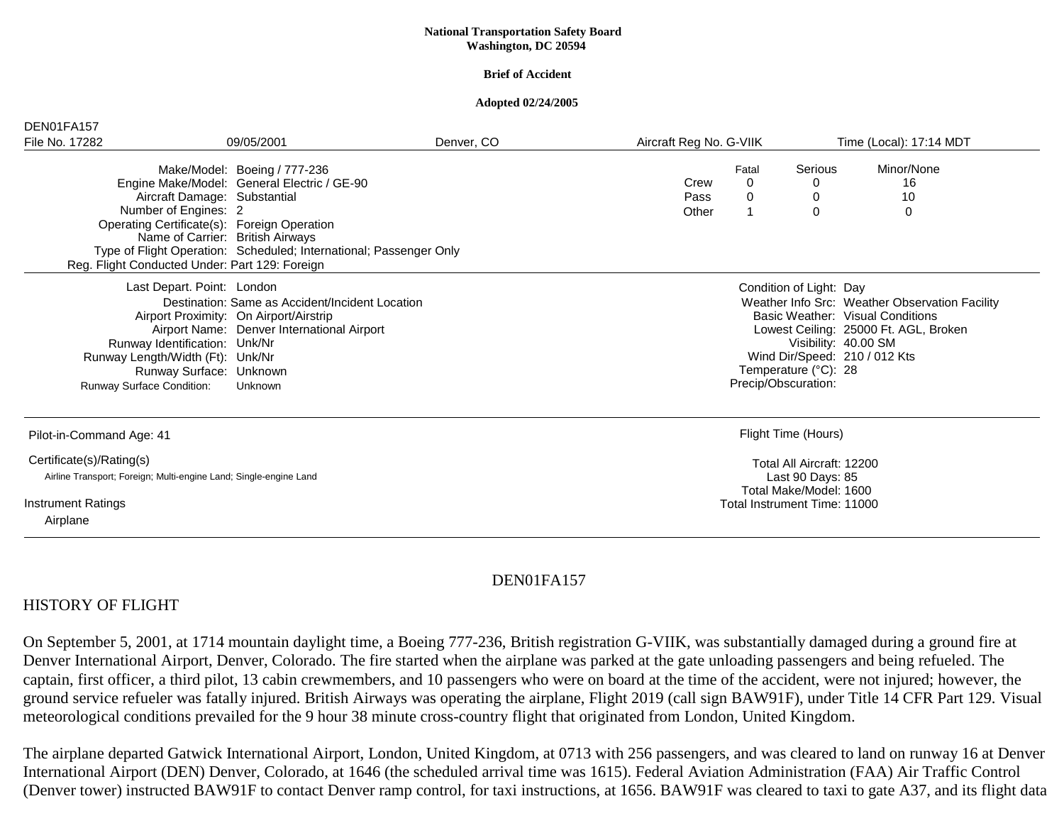**National Transportation Safety Board**
**Washington, DC 20594**

**Brief of Accident**

**Adopted 02/24/2005**

DEN01FA157

| File No. 17282 | 09/05/2001 | Denver, CO | Aircraft Reg No. G-VIIK | Time (Local): 17:14 MDT |
|---|---|---|---|---|

Make/Model: Boeing / 777-236
Engine Make/Model: General Electric / GE-90
Aircraft Damage: Substantial
Number of Engines: 2
Operating Certificate(s): Foreign Operation
Name of Carrier: British Airways
Type of Flight Operation: Scheduled; International; Passenger Only
Reg. Flight Conducted Under: Part 129: Foreign

| | Fatal | Serious | Minor/None |
|---|---|---|---|
| Crew | 0 | 0 | 16 |
| Pass | 0 | 0 | 10 |
| Other | 1 | 0 | 0 |

Last Depart. Point: London
Destination: Same as Accident/Incident Location
Airport Proximity: On Airport/Airstrip
Airport Name: Denver International Airport
Runway Identification: Unk/Nr
Runway Length/Width (Ft): Unk/Nr
Runway Surface: Unknown
Runway Surface Condition: Unknown

Condition of Light: Day
Weather Info Src: Weather Observation Facility
Basic Weather: Visual Conditions
Lowest Ceiling: 25000 Ft. AGL, Broken
Visibility: 40.00 SM
Wind Dir/Speed: 210 / 012 Kts
Temperature (°C): 28
Precip/Obscuration:

Pilot-in-Command Age: 41

Certificate(s)/Rating(s)
Airline Transport; Foreign; Multi-engine Land; Single-engine Land

Instrument Ratings
Airplane

Flight Time (Hours)

Total All Aircraft: 12200
Last 90 Days: 85
Total Make/Model: 1600
Total Instrument Time: 11000

DEN01FA157

## HISTORY OF FLIGHT

On September 5, 2001, at 1714 mountain daylight time, a Boeing 777-236, British registration G-VIIK, was substantially damaged during a ground fire at Denver International Airport, Denver, Colorado. The fire started when the airplane was parked at the gate unloading passengers and being refueled. The captain, first officer, a third pilot, 13 cabin crewmembers, and 10 passengers who were on board at the time of the accident, were not injured; however, the ground service refueler was fatally injured. British Airways was operating the airplane, Flight 2019 (call sign BAW91F), under Title 14 CFR Part 129. Visual meteorological conditions prevailed for the 9 hour 38 minute cross-country flight that originated from London, United Kingdom.

The airplane departed Gatwick International Airport, London, United Kingdom, at 0713 with 256 passengers, and was cleared to land on runway 16 at Denver International Airport (DEN) Denver, Colorado, at 1646 (the scheduled arrival time was 1615). Federal Aviation Administration (FAA) Air Traffic Control (Denver tower) instructed BAW91F to contact Denver ramp control, for taxi instructions, at 1656. BAW91F was cleared to taxi to gate A37, and its flight data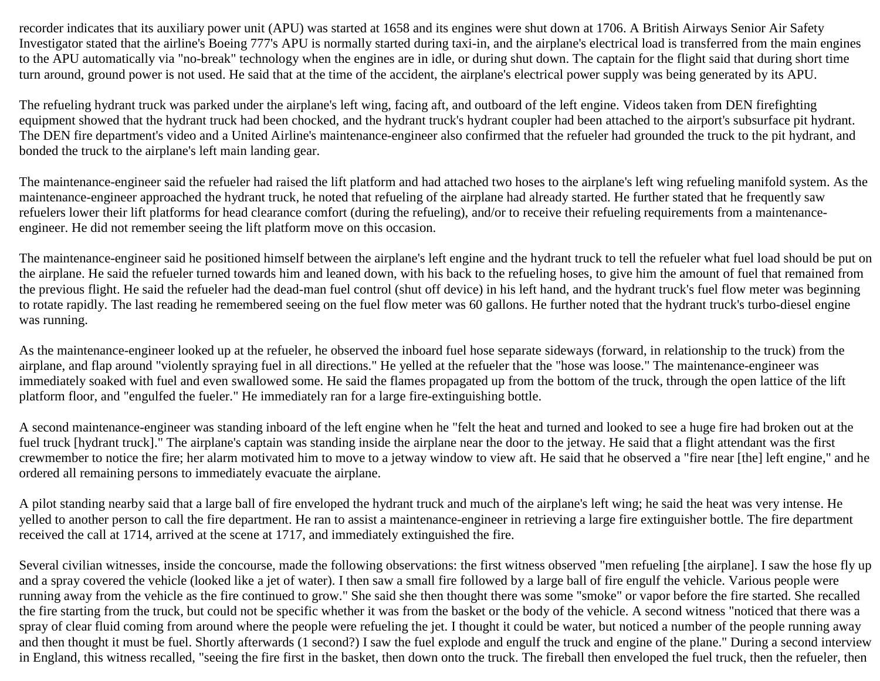recorder indicates that its auxiliary power unit (APU) was started at 1658 and its engines were shut down at 1706. A British Airways Senior Air Safety Investigator stated that the airline's Boeing 777's APU is normally started during taxi-in, and the airplane's electrical load is transferred from the main engines to the APU automatically via "no-break" technology when the engines are in idle, or during shut down. The captain for the flight said that during short time turn around, ground power is not used. He said that at the time of the accident, the airplane's electrical power supply was being generated by its APU.

The refueling hydrant truck was parked under the airplane's left wing, facing aft, and outboard of the left engine. Videos taken from DEN firefighting equipment showed that the hydrant truck had been chocked, and the hydrant truck's hydrant coupler had been attached to the airport's subsurface pit hydrant. The DEN fire department's video and a United Airline's maintenance-engineer also confirmed that the refueler had grounded the truck to the pit hydrant, and bonded the truck to the airplane's left main landing gear.

The maintenance-engineer said the refueler had raised the lift platform and had attached two hoses to the airplane's left wing refueling manifold system. As the maintenance-engineer approached the hydrant truck, he noted that refueling of the airplane had already started. He further stated that he frequently saw refuelers lower their lift platforms for head clearance comfort (during the refueling), and/or to receive their refueling requirements from a maintenance-engineer. He did not remember seeing the lift platform move on this occasion.

The maintenance-engineer said he positioned himself between the airplane's left engine and the hydrant truck to tell the refueler what fuel load should be put on the airplane. He said the refueler turned towards him and leaned down, with his back to the refueling hoses, to give him the amount of fuel that remained from the previous flight. He said the refueler had the dead-man fuel control (shut off device) in his left hand, and the hydrant truck's fuel flow meter was beginning to rotate rapidly. The last reading he remembered seeing on the fuel flow meter was 60 gallons. He further noted that the hydrant truck's turbo-diesel engine was running.

As the maintenance-engineer looked up at the refueler, he observed the inboard fuel hose separate sideways (forward, in relationship to the truck) from the airplane, and flap around "violently spraying fuel in all directions." He yelled at the refueler that the "hose was loose." The maintenance-engineer was immediately soaked with fuel and even swallowed some. He said the flames propagated up from the bottom of the truck, through the open lattice of the lift platform floor, and "engulfed the fueler." He immediately ran for a large fire-extinguishing bottle.

A second maintenance-engineer was standing inboard of the left engine when he "felt the heat and turned and looked to see a huge fire had broken out at the fuel truck [hydrant truck]." The airplane's captain was standing inside the airplane near the door to the jetway. He said that a flight attendant was the first crewmember to notice the fire; her alarm motivated him to move to a jetway window to view aft. He said that he observed a "fire near [the] left engine," and he ordered all remaining persons to immediately evacuate the airplane.

A pilot standing nearby said that a large ball of fire enveloped the hydrant truck and much of the airplane's left wing; he said the heat was very intense. He yelled to another person to call the fire department. He ran to assist a maintenance-engineer in retrieving a large fire extinguisher bottle. The fire department received the call at 1714, arrived at the scene at 1717, and immediately extinguished the fire.

Several civilian witnesses, inside the concourse, made the following observations: the first witness observed "men refueling [the airplane]. I saw the hose fly up and a spray covered the vehicle (looked like a jet of water). I then saw a small fire followed by a large ball of fire engulf the vehicle. Various people were running away from the vehicle as the fire continued to grow." She said she then thought there was some "smoke" or vapor before the fire started. She recalled the fire starting from the truck, but could not be specific whether it was from the basket or the body of the vehicle. A second witness "noticed that there was a spray of clear fluid coming from around where the people were refueling the jet. I thought it could be water, but noticed a number of the people running away and then thought it must be fuel. Shortly afterwards (1 second?) I saw the fuel explode and engulf the truck and engine of the plane." During a second interview in England, this witness recalled, "seeing the fire first in the basket, then down onto the truck. The fireball then enveloped the fuel truck, then the refueler, then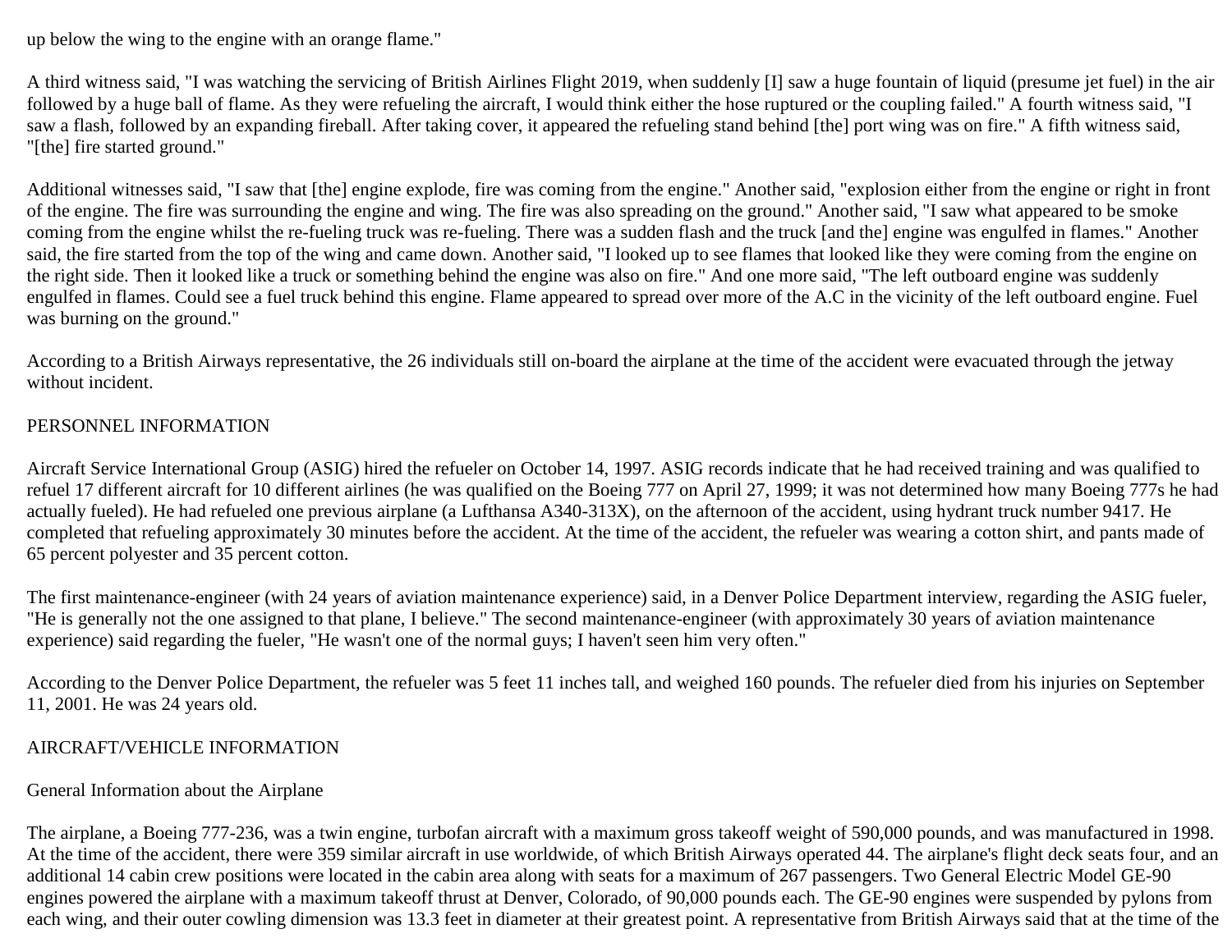up below the wing to the engine with an orange flame."

A third witness said, "I was watching the servicing of British Airlines Flight 2019, when suddenly [I] saw a huge fountain of liquid (presume jet fuel) in the air followed by a huge ball of flame. As they were refueling the aircraft, I would think either the hose ruptured or the coupling failed." A fourth witness said, "I saw a flash, followed by an expanding fireball. After taking cover, it appeared the refueling stand behind [the] port wing was on fire." A fifth witness said, "[the] fire started ground."

Additional witnesses said, "I saw that [the] engine explode, fire was coming from the engine." Another said, "explosion either from the engine or right in front of the engine. The fire was surrounding the engine and wing. The fire was also spreading on the ground." Another said, "I saw what appeared to be smoke coming from the engine whilst the re-fueling truck was re-fueling. There was a sudden flash and the truck [and the] engine was engulfed in flames." Another said, the fire started from the top of the wing and came down. Another said, "I looked up to see flames that looked like they were coming from the engine on the right side. Then it looked like a truck or something behind the engine was also on fire." And one more said, "The left outboard engine was suddenly engulfed in flames. Could see a fuel truck behind this engine. Flame appeared to spread over more of the A.C in the vicinity of the left outboard engine. Fuel was burning on the ground."

According to a British Airways representative, the 26 individuals still on-board the airplane at the time of the accident were evacuated through the jetway without incident.

## PERSONNEL INFORMATION

Aircraft Service International Group (ASIG) hired the refueler on October 14, 1997. ASIG records indicate that he had received training and was qualified to refuel 17 different aircraft for 10 different airlines (he was qualified on the Boeing 777 on April 27, 1999; it was not determined how many Boeing 777s he had actually fueled). He had refueled one previous airplane (a Lufthansa A340-313X), on the afternoon of the accident, using hydrant truck number 9417. He completed that refueling approximately 30 minutes before the accident. At the time of the accident, the refueler was wearing a cotton shirt, and pants made of 65 percent polyester and 35 percent cotton.

The first maintenance-engineer (with 24 years of aviation maintenance experience) said, in a Denver Police Department interview, regarding the ASIG fueler, "He is generally not the one assigned to that plane, I believe." The second maintenance-engineer (with approximately 30 years of aviation maintenance experience) said regarding the fueler, "He wasn't one of the normal guys; I haven't seen him very often."

According to the Denver Police Department, the refueler was 5 feet 11 inches tall, and weighed 160 pounds. The refueler died from his injuries on September 11, 2001. He was 24 years old.

## AIRCRAFT/VEHICLE INFORMATION

### General Information about the Airplane

The airplane, a Boeing 777-236, was a twin engine, turbofan aircraft with a maximum gross takeoff weight of 590,000 pounds, and was manufactured in 1998. At the time of the accident, there were 359 similar aircraft in use worldwide, of which British Airways operated 44. The airplane's flight deck seats four, and an additional 14 cabin crew positions were located in the cabin area along with seats for a maximum of 267 passengers. Two General Electric Model GE-90 engines powered the airplane with a maximum takeoff thrust at Denver, Colorado, of 90,000 pounds each. The GE-90 engines were suspended by pylons from each wing, and their outer cowling dimension was 13.3 feet in diameter at their greatest point. A representative from British Airways said that at the time of the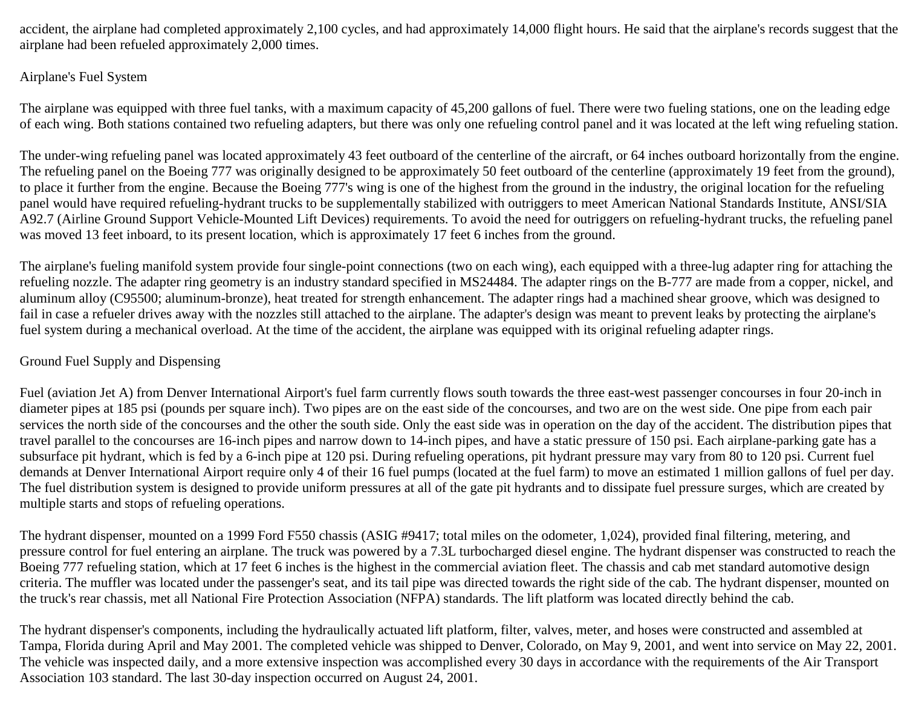accident, the airplane had completed approximately 2,100 cycles, and had approximately 14,000 flight hours. He said that the airplane's records suggest that the airplane had been refueled approximately 2,000 times.

## Airplane's Fuel System

The airplane was equipped with three fuel tanks, with a maximum capacity of 45,200 gallons of fuel. There were two fueling stations, one on the leading edge of each wing. Both stations contained two refueling adapters, but there was only one refueling control panel and it was located at the left wing refueling station.

The under-wing refueling panel was located approximately 43 feet outboard of the centerline of the aircraft, or 64 inches outboard horizontally from the engine. The refueling panel on the Boeing 777 was originally designed to be approximately 50 feet outboard of the centerline (approximately 19 feet from the ground), to place it further from the engine. Because the Boeing 777's wing is one of the highest from the ground in the industry, the original location for the refueling panel would have required refueling-hydrant trucks to be supplementally stabilized with outriggers to meet American National Standards Institute, ANSI/SIA A92.7 (Airline Ground Support Vehicle-Mounted Lift Devices) requirements. To avoid the need for outriggers on refueling-hydrant trucks, the refueling panel was moved 13 feet inboard, to its present location, which is approximately 17 feet 6 inches from the ground.

The airplane's fueling manifold system provide four single-point connections (two on each wing), each equipped with a three-lug adapter ring for attaching the refueling nozzle. The adapter ring geometry is an industry standard specified in MS24484. The adapter rings on the B-777 are made from a copper, nickel, and aluminum alloy (C95500; aluminum-bronze), heat treated for strength enhancement. The adapter rings had a machined shear groove, which was designed to fail in case a refueler drives away with the nozzles still attached to the airplane. The adapter's design was meant to prevent leaks by protecting the airplane's fuel system during a mechanical overload. At the time of the accident, the airplane was equipped with its original refueling adapter rings.

## Ground Fuel Supply and Dispensing

Fuel (aviation Jet A) from Denver International Airport's fuel farm currently flows south towards the three east-west passenger concourses in four 20-inch in diameter pipes at 185 psi (pounds per square inch). Two pipes are on the east side of the concourses, and two are on the west side. One pipe from each pair services the north side of the concourses and the other the south side. Only the east side was in operation on the day of the accident. The distribution pipes that travel parallel to the concourses are 16-inch pipes and narrow down to 14-inch pipes, and have a static pressure of 150 psi. Each airplane-parking gate has a subsurface pit hydrant, which is fed by a 6-inch pipe at 120 psi. During refueling operations, pit hydrant pressure may vary from 80 to 120 psi. Current fuel demands at Denver International Airport require only 4 of their 16 fuel pumps (located at the fuel farm) to move an estimated 1 million gallons of fuel per day. The fuel distribution system is designed to provide uniform pressures at all of the gate pit hydrants and to dissipate fuel pressure surges, which are created by multiple starts and stops of refueling operations.

The hydrant dispenser, mounted on a 1999 Ford F550 chassis (ASIG #9417; total miles on the odometer, 1,024), provided final filtering, metering, and pressure control for fuel entering an airplane. The truck was powered by a 7.3L turbocharged diesel engine. The hydrant dispenser was constructed to reach the Boeing 777 refueling station, which at 17 feet 6 inches is the highest in the commercial aviation fleet. The chassis and cab met standard automotive design criteria. The muffler was located under the passenger's seat, and its tail pipe was directed towards the right side of the cab. The hydrant dispenser, mounted on the truck's rear chassis, met all National Fire Protection Association (NFPA) standards. The lift platform was located directly behind the cab.

The hydrant dispenser's components, including the hydraulically actuated lift platform, filter, valves, meter, and hoses were constructed and assembled at Tampa, Florida during April and May 2001. The completed vehicle was shipped to Denver, Colorado, on May 9, 2001, and went into service on May 22, 2001. The vehicle was inspected daily, and a more extensive inspection was accomplished every 30 days in accordance with the requirements of the Air Transport Association 103 standard. The last 30-day inspection occurred on August 24, 2001.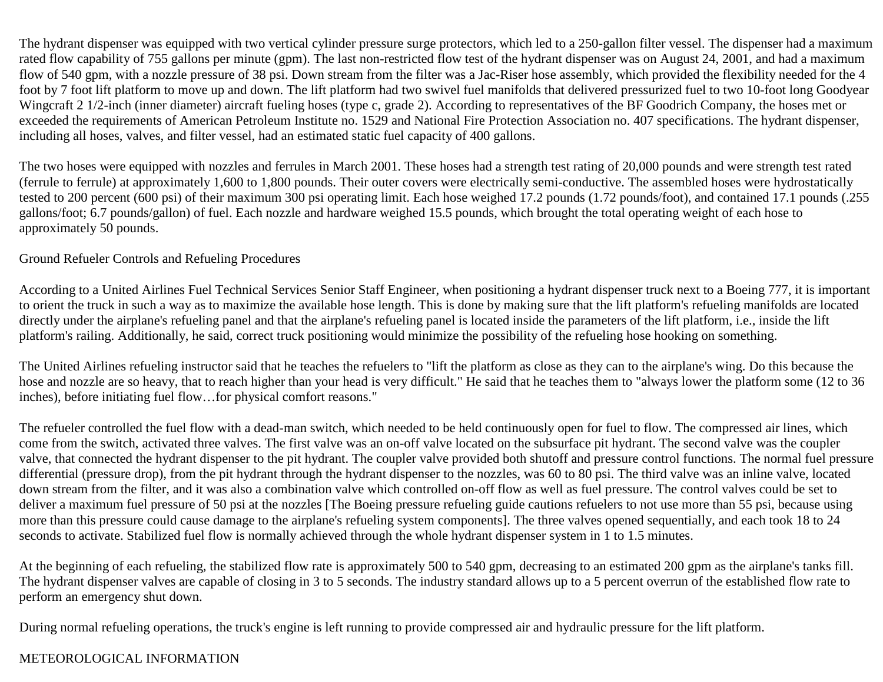The hydrant dispenser was equipped with two vertical cylinder pressure surge protectors, which led to a 250-gallon filter vessel. The dispenser had a maximum rated flow capability of 755 gallons per minute (gpm). The last non-restricted flow test of the hydrant dispenser was on August 24, 2001, and had a maximum flow of 540 gpm, with a nozzle pressure of 38 psi. Down stream from the filter was a Jac-Riser hose assembly, which provided the flexibility needed for the 4 foot by 7 foot lift platform to move up and down. The lift platform had two swivel fuel manifolds that delivered pressurized fuel to two 10-foot long Goodyear Wingcraft 2 1/2-inch (inner diameter) aircraft fueling hoses (type c, grade 2). According to representatives of the BF Goodrich Company, the hoses met or exceeded the requirements of American Petroleum Institute no. 1529 and National Fire Protection Association no. 407 specifications. The hydrant dispenser, including all hoses, valves, and filter vessel, had an estimated static fuel capacity of 400 gallons.

The two hoses were equipped with nozzles and ferrules in March 2001. These hoses had a strength test rating of 20,000 pounds and were strength test rated (ferrule to ferrule) at approximately 1,600 to 1,800 pounds. Their outer covers were electrically semi-conductive. The assembled hoses were hydrostatically tested to 200 percent (600 psi) of their maximum 300 psi operating limit. Each hose weighed 17.2 pounds (1.72 pounds/foot), and contained 17.1 pounds (.255 gallons/foot; 6.7 pounds/gallon) of fuel. Each nozzle and hardware weighed 15.5 pounds, which brought the total operating weight of each hose to approximately 50 pounds.

## Ground Refueler Controls and Refueling Procedures

According to a United Airlines Fuel Technical Services Senior Staff Engineer, when positioning a hydrant dispenser truck next to a Boeing 777, it is important to orient the truck in such a way as to maximize the available hose length. This is done by making sure that the lift platform's refueling manifolds are located directly under the airplane's refueling panel and that the airplane's refueling panel is located inside the parameters of the lift platform, i.e., inside the lift platform's railing. Additionally, he said, correct truck positioning would minimize the possibility of the refueling hose hooking on something.

The United Airlines refueling instructor said that he teaches the refuelers to "lift the platform as close as they can to the airplane's wing. Do this because the hose and nozzle are so heavy, that to reach higher than your head is very difficult." He said that he teaches them to "always lower the platform some (12 to 36 inches), before initiating fuel flow…for physical comfort reasons."

The refueler controlled the fuel flow with a dead-man switch, which needed to be held continuously open for fuel to flow. The compressed air lines, which come from the switch, activated three valves. The first valve was an on-off valve located on the subsurface pit hydrant. The second valve was the coupler valve, that connected the hydrant dispenser to the pit hydrant. The coupler valve provided both shutoff and pressure control functions. The normal fuel pressure differential (pressure drop), from the pit hydrant through the hydrant dispenser to the nozzles, was 60 to 80 psi. The third valve was an inline valve, located down stream from the filter, and it was also a combination valve which controlled on-off flow as well as fuel pressure. The control valves could be set to deliver a maximum fuel pressure of 50 psi at the nozzles [The Boeing pressure refueling guide cautions refuelers to not use more than 55 psi, because using more than this pressure could cause damage to the airplane's refueling system components]. The three valves opened sequentially, and each took 18 to 24 seconds to activate. Stabilized fuel flow is normally achieved through the whole hydrant dispenser system in 1 to 1.5 minutes.

At the beginning of each refueling, the stabilized flow rate is approximately 500 to 540 gpm, decreasing to an estimated 200 gpm as the airplane's tanks fill. The hydrant dispenser valves are capable of closing in 3 to 5 seconds. The industry standard allows up to a 5 percent overrun of the established flow rate to perform an emergency shut down.

During normal refueling operations, the truck's engine is left running to provide compressed air and hydraulic pressure for the lift platform.

## METEOROLOGICAL INFORMATION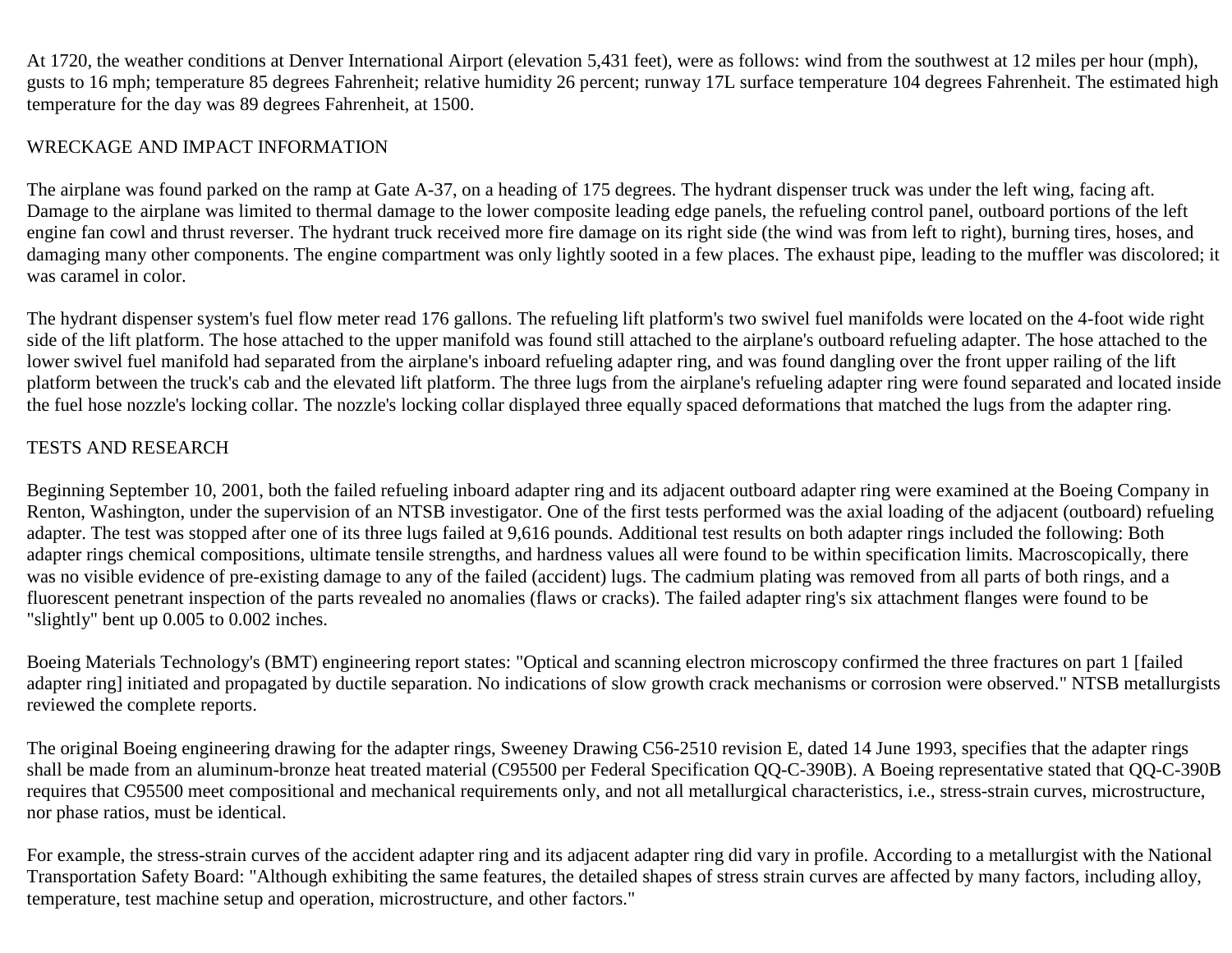At 1720, the weather conditions at Denver International Airport (elevation 5,431 feet), were as follows: wind from the southwest at 12 miles per hour (mph), gusts to 16 mph; temperature 85 degrees Fahrenheit; relative humidity 26 percent; runway 17L surface temperature 104 degrees Fahrenheit. The estimated high temperature for the day was 89 degrees Fahrenheit, at 1500.

## WRECKAGE AND IMPACT INFORMATION

The airplane was found parked on the ramp at Gate A-37, on a heading of 175 degrees. The hydrant dispenser truck was under the left wing, facing aft. Damage to the airplane was limited to thermal damage to the lower composite leading edge panels, the refueling control panel, outboard portions of the left engine fan cowl and thrust reverser. The hydrant truck received more fire damage on its right side (the wind was from left to right), burning tires, hoses, and damaging many other components. The engine compartment was only lightly sooted in a few places. The exhaust pipe, leading to the muffler was discolored; it was caramel in color.

The hydrant dispenser system's fuel flow meter read 176 gallons. The refueling lift platform's two swivel fuel manifolds were located on the 4-foot wide right side of the lift platform. The hose attached to the upper manifold was found still attached to the airplane's outboard refueling adapter. The hose attached to the lower swivel fuel manifold had separated from the airplane's inboard refueling adapter ring, and was found dangling over the front upper railing of the lift platform between the truck's cab and the elevated lift platform. The three lugs from the airplane's refueling adapter ring were found separated and located inside the fuel hose nozzle's locking collar. The nozzle's locking collar displayed three equally spaced deformations that matched the lugs from the adapter ring.

## TESTS AND RESEARCH

Beginning September 10, 2001, both the failed refueling inboard adapter ring and its adjacent outboard adapter ring were examined at the Boeing Company in Renton, Washington, under the supervision of an NTSB investigator. One of the first tests performed was the axial loading of the adjacent (outboard) refueling adapter. The test was stopped after one of its three lugs failed at 9,616 pounds. Additional test results on both adapter rings included the following: Both adapter rings chemical compositions, ultimate tensile strengths, and hardness values all were found to be within specification limits. Macroscopically, there was no visible evidence of pre-existing damage to any of the failed (accident) lugs. The cadmium plating was removed from all parts of both rings, and a fluorescent penetrant inspection of the parts revealed no anomalies (flaws or cracks). The failed adapter ring's six attachment flanges were found to be "slightly" bent up 0.005 to 0.002 inches.

Boeing Materials Technology's (BMT) engineering report states: "Optical and scanning electron microscopy confirmed the three fractures on part 1 [failed adapter ring] initiated and propagated by ductile separation. No indications of slow growth crack mechanisms or corrosion were observed." NTSB metallurgists reviewed the complete reports.

The original Boeing engineering drawing for the adapter rings, Sweeney Drawing C56-2510 revision E, dated 14 June 1993, specifies that the adapter rings shall be made from an aluminum-bronze heat treated material (C95500 per Federal Specification QQ-C-390B). A Boeing representative stated that QQ-C-390B requires that C95500 meet compositional and mechanical requirements only, and not all metallurgical characteristics, i.e., stress-strain curves, microstructure, nor phase ratios, must be identical.

For example, the stress-strain curves of the accident adapter ring and its adjacent adapter ring did vary in profile. According to a metallurgist with the National Transportation Safety Board: "Although exhibiting the same features, the detailed shapes of stress strain curves are affected by many factors, including alloy, temperature, test machine setup and operation, microstructure, and other factors."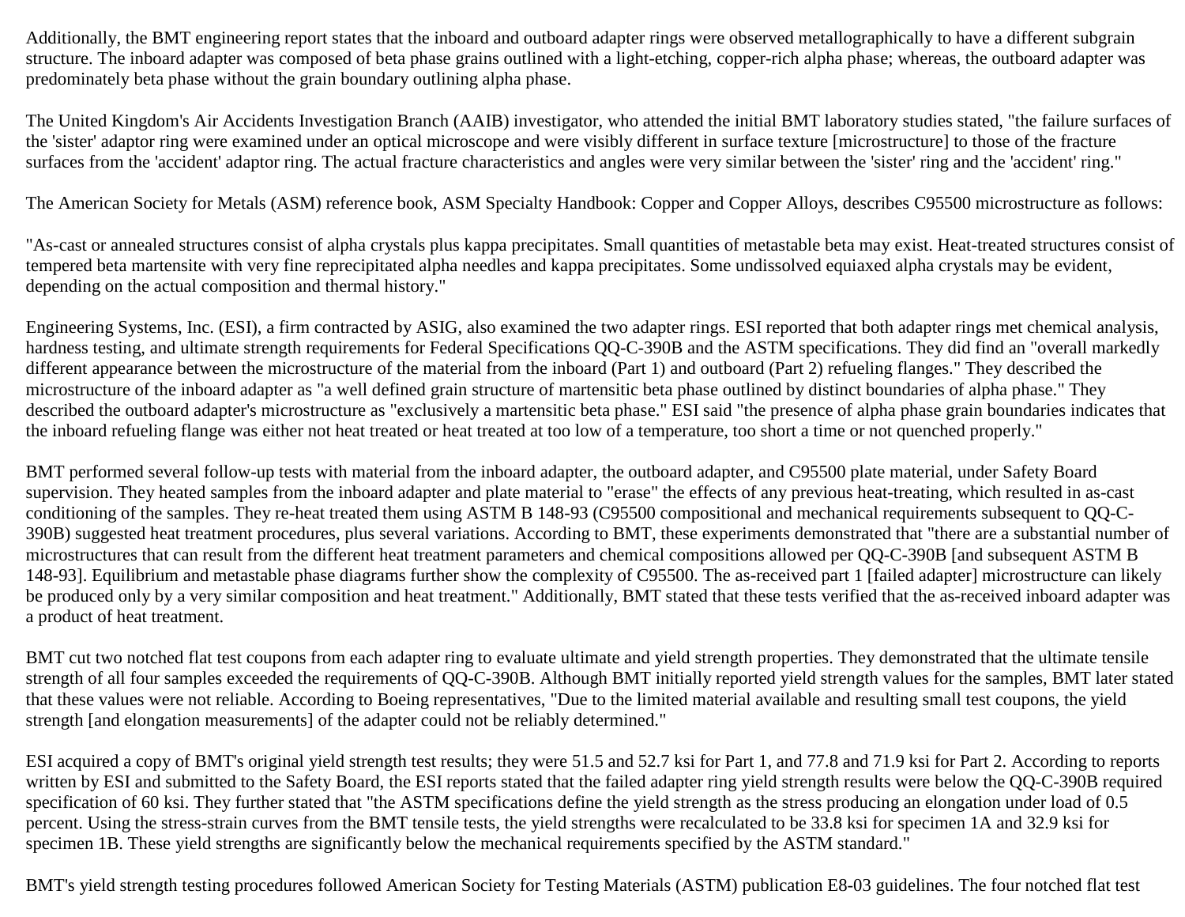Additionally, the BMT engineering report states that the inboard and outboard adapter rings were observed metallographically to have a different subgrain structure. The inboard adapter was composed of beta phase grains outlined with a light-etching, copper-rich alpha phase; whereas, the outboard adapter was predominately beta phase without the grain boundary outlining alpha phase.

The United Kingdom's Air Accidents Investigation Branch (AAIB) investigator, who attended the initial BMT laboratory studies stated, "the failure surfaces of the 'sister' adaptor ring were examined under an optical microscope and were visibly different in surface texture [microstructure] to those of the fracture surfaces from the 'accident' adaptor ring. The actual fracture characteristics and angles were very similar between the 'sister' ring and the 'accident' ring."

The American Society for Metals (ASM) reference book, ASM Specialty Handbook: Copper and Copper Alloys, describes C95500 microstructure as follows:

"As-cast or annealed structures consist of alpha crystals plus kappa precipitates. Small quantities of metastable beta may exist. Heat-treated structures consist of tempered beta martensite with very fine reprecipitated alpha needles and kappa precipitates. Some undissolved equiaxed alpha crystals may be evident, depending on the actual composition and thermal history."

Engineering Systems, Inc. (ESI), a firm contracted by ASIG, also examined the two adapter rings. ESI reported that both adapter rings met chemical analysis, hardness testing, and ultimate strength requirements for Federal Specifications QQ-C-390B and the ASTM specifications. They did find an "overall markedly different appearance between the microstructure of the material from the inboard (Part 1) and outboard (Part 2) refueling flanges." They described the microstructure of the inboard adapter as "a well defined grain structure of martensitic beta phase outlined by distinct boundaries of alpha phase." They described the outboard adapter's microstructure as "exclusively a martensitic beta phase." ESI said "the presence of alpha phase grain boundaries indicates that the inboard refueling flange was either not heat treated or heat treated at too low of a temperature, too short a time or not quenched properly."

BMT performed several follow-up tests with material from the inboard adapter, the outboard adapter, and C95500 plate material, under Safety Board supervision. They heated samples from the inboard adapter and plate material to "erase" the effects of any previous heat-treating, which resulted in as-cast conditioning of the samples. They re-heat treated them using ASTM B 148-93 (C95500 compositional and mechanical requirements subsequent to QQ-C-390B) suggested heat treatment procedures, plus several variations. According to BMT, these experiments demonstrated that "there are a substantial number of microstructures that can result from the different heat treatment parameters and chemical compositions allowed per QQ-C-390B [and subsequent ASTM B 148-93]. Equilibrium and metastable phase diagrams further show the complexity of C95500. The as-received part 1 [failed adapter] microstructure can likely be produced only by a very similar composition and heat treatment." Additionally, BMT stated that these tests verified that the as-received inboard adapter was a product of heat treatment.

BMT cut two notched flat test coupons from each adapter ring to evaluate ultimate and yield strength properties. They demonstrated that the ultimate tensile strength of all four samples exceeded the requirements of QQ-C-390B. Although BMT initially reported yield strength values for the samples, BMT later stated that these values were not reliable. According to Boeing representatives, "Due to the limited material available and resulting small test coupons, the yield strength [and elongation measurements] of the adapter could not be reliably determined."

ESI acquired a copy of BMT's original yield strength test results; they were 51.5 and 52.7 ksi for Part 1, and 77.8 and 71.9 ksi for Part 2. According to reports written by ESI and submitted to the Safety Board, the ESI reports stated that the failed adapter ring yield strength results were below the QQ-C-390B required specification of 60 ksi. They further stated that "the ASTM specifications define the yield strength as the stress producing an elongation under load of 0.5 percent. Using the stress-strain curves from the BMT tensile tests, the yield strengths were recalculated to be 33.8 ksi for specimen 1A and 32.9 ksi for specimen 1B. These yield strengths are significantly below the mechanical requirements specified by the ASTM standard."

BMT's yield strength testing procedures followed American Society for Testing Materials (ASTM) publication E8-03 guidelines. The four notched flat test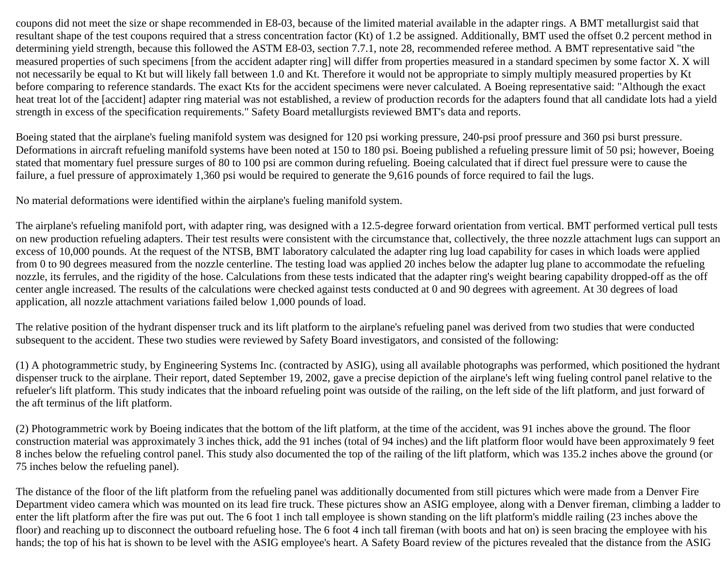coupons did not meet the size or shape recommended in E8-03, because of the limited material available in the adapter rings. A BMT metallurgist said that resultant shape of the test coupons required that a stress concentration factor (Kt) of 1.2 be assigned. Additionally, BMT used the offset 0.2 percent method in determining yield strength, because this followed the ASTM E8-03, section 7.7.1, note 28, recommended referee method. A BMT representative said "the measured properties of such specimens [from the accident adapter ring] will differ from properties measured in a standard specimen by some factor X. X will not necessarily be equal to Kt but will likely fall between 1.0 and Kt. Therefore it would not be appropriate to simply multiply measured properties by Kt before comparing to reference standards. The exact Kts for the accident specimens were never calculated. A Boeing representative said: "Although the exact heat treat lot of the [accident] adapter ring material was not established, a review of production records for the adapters found that all candidate lots had a yield strength in excess of the specification requirements." Safety Board metallurgists reviewed BMT's data and reports.

Boeing stated that the airplane's fueling manifold system was designed for 120 psi working pressure, 240-psi proof pressure and 360 psi burst pressure. Deformations in aircraft refueling manifold systems have been noted at 150 to 180 psi. Boeing published a refueling pressure limit of 50 psi; however, Boeing stated that momentary fuel pressure surges of 80 to 100 psi are common during refueling. Boeing calculated that if direct fuel pressure were to cause the failure, a fuel pressure of approximately 1,360 psi would be required to generate the 9,616 pounds of force required to fail the lugs.

No material deformations were identified within the airplane's fueling manifold system.

The airplane's refueling manifold port, with adapter ring, was designed with a 12.5-degree forward orientation from vertical. BMT performed vertical pull tests on new production refueling adapters. Their test results were consistent with the circumstance that, collectively, the three nozzle attachment lugs can support an excess of 10,000 pounds. At the request of the NTSB, BMT laboratory calculated the adapter ring lug load capability for cases in which loads were applied from 0 to 90 degrees measured from the nozzle centerline. The testing load was applied 20 inches below the adapter lug plane to accommodate the refueling nozzle, its ferrules, and the rigidity of the hose. Calculations from these tests indicated that the adapter ring's weight bearing capability dropped-off as the off center angle increased. The results of the calculations were checked against tests conducted at 0 and 90 degrees with agreement. At 30 degrees of load application, all nozzle attachment variations failed below 1,000 pounds of load.

The relative position of the hydrant dispenser truck and its lift platform to the airplane's refueling panel was derived from two studies that were conducted subsequent to the accident. These two studies were reviewed by Safety Board investigators, and consisted of the following:

(1) A photogrammetric study, by Engineering Systems Inc. (contracted by ASIG), using all available photographs was performed, which positioned the hydrant dispenser truck to the airplane. Their report, dated September 19, 2002, gave a precise depiction of the airplane's left wing fueling control panel relative to the refueler's lift platform. This study indicates that the inboard refueling point was outside of the railing, on the left side of the lift platform, and just forward of the aft terminus of the lift platform.

(2) Photogrammetric work by Boeing indicates that the bottom of the lift platform, at the time of the accident, was 91 inches above the ground. The floor construction material was approximately 3 inches thick, add the 91 inches (total of 94 inches) and the lift platform floor would have been approximately 9 feet 8 inches below the refueling control panel. This study also documented the top of the railing of the lift platform, which was 135.2 inches above the ground (or 75 inches below the refueling panel).

The distance of the floor of the lift platform from the refueling panel was additionally documented from still pictures which were made from a Denver Fire Department video camera which was mounted on its lead fire truck. These pictures show an ASIG employee, along with a Denver fireman, climbing a ladder to enter the lift platform after the fire was put out. The 6 foot 1 inch tall employee is shown standing on the lift platform's middle railing (23 inches above the floor) and reaching up to disconnect the outboard refueling hose. The 6 foot 4 inch tall fireman (with boots and hat on) is seen bracing the employee with his hands; the top of his hat is shown to be level with the ASIG employee's heart. A Safety Board review of the pictures revealed that the distance from the ASIG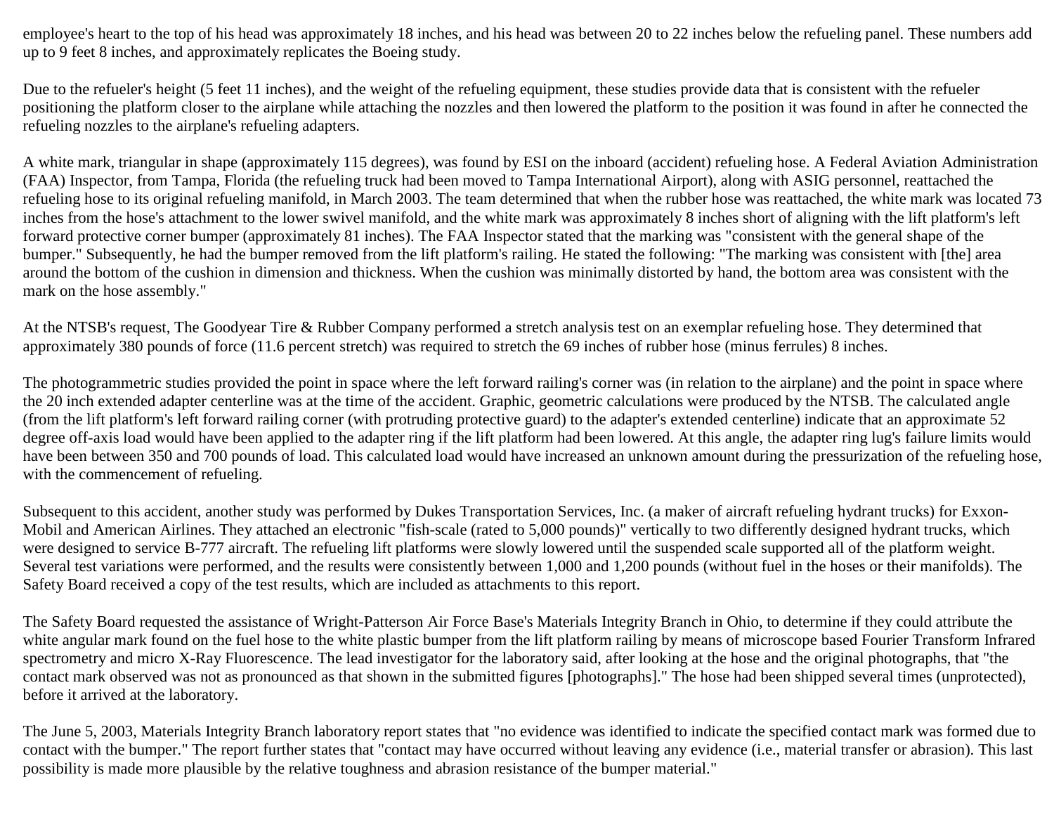employee's heart to the top of his head was approximately 18 inches, and his head was between 20 to 22 inches below the refueling panel. These numbers add up to 9 feet 8 inches, and approximately replicates the Boeing study.

Due to the refueler's height (5 feet 11 inches), and the weight of the refueling equipment, these studies provide data that is consistent with the refueler positioning the platform closer to the airplane while attaching the nozzles and then lowered the platform to the position it was found in after he connected the refueling nozzles to the airplane's refueling adapters.

A white mark, triangular in shape (approximately 115 degrees), was found by ESI on the inboard (accident) refueling hose. A Federal Aviation Administration (FAA) Inspector, from Tampa, Florida (the refueling truck had been moved to Tampa International Airport), along with ASIG personnel, reattached the refueling hose to its original refueling manifold, in March 2003. The team determined that when the rubber hose was reattached, the white mark was located 73 inches from the hose's attachment to the lower swivel manifold, and the white mark was approximately 8 inches short of aligning with the lift platform's left forward protective corner bumper (approximately 81 inches). The FAA Inspector stated that the marking was "consistent with the general shape of the bumper." Subsequently, he had the bumper removed from the lift platform's railing. He stated the following: "The marking was consistent with [the] area around the bottom of the cushion in dimension and thickness. When the cushion was minimally distorted by hand, the bottom area was consistent with the mark on the hose assembly."

At the NTSB's request, The Goodyear Tire & Rubber Company performed a stretch analysis test on an exemplar refueling hose. They determined that approximately 380 pounds of force (11.6 percent stretch) was required to stretch the 69 inches of rubber hose (minus ferrules) 8 inches.

The photogrammetric studies provided the point in space where the left forward railing's corner was (in relation to the airplane) and the point in space where the 20 inch extended adapter centerline was at the time of the accident. Graphic, geometric calculations were produced by the NTSB. The calculated angle (from the lift platform's left forward railing corner (with protruding protective guard) to the adapter's extended centerline) indicate that an approximate 52 degree off-axis load would have been applied to the adapter ring if the lift platform had been lowered. At this angle, the adapter ring lug's failure limits would have been between 350 and 700 pounds of load. This calculated load would have increased an unknown amount during the pressurization of the refueling hose, with the commencement of refueling.

Subsequent to this accident, another study was performed by Dukes Transportation Services, Inc. (a maker of aircraft refueling hydrant trucks) for Exxon-Mobil and American Airlines. They attached an electronic "fish-scale (rated to 5,000 pounds)" vertically to two differently designed hydrant trucks, which were designed to service B-777 aircraft. The refueling lift platforms were slowly lowered until the suspended scale supported all of the platform weight. Several test variations were performed, and the results were consistently between 1,000 and 1,200 pounds (without fuel in the hoses or their manifolds). The Safety Board received a copy of the test results, which are included as attachments to this report.

The Safety Board requested the assistance of Wright-Patterson Air Force Base's Materials Integrity Branch in Ohio, to determine if they could attribute the white angular mark found on the fuel hose to the white plastic bumper from the lift platform railing by means of microscope based Fourier Transform Infrared spectrometry and micro X-Ray Fluorescence. The lead investigator for the laboratory said, after looking at the hose and the original photographs, that "the contact mark observed was not as pronounced as that shown in the submitted figures [photographs]." The hose had been shipped several times (unprotected), before it arrived at the laboratory.

The June 5, 2003, Materials Integrity Branch laboratory report states that "no evidence was identified to indicate the specified contact mark was formed due to contact with the bumper." The report further states that "contact may have occurred without leaving any evidence (i.e., material transfer or abrasion). This last possibility is made more plausible by the relative toughness and abrasion resistance of the bumper material."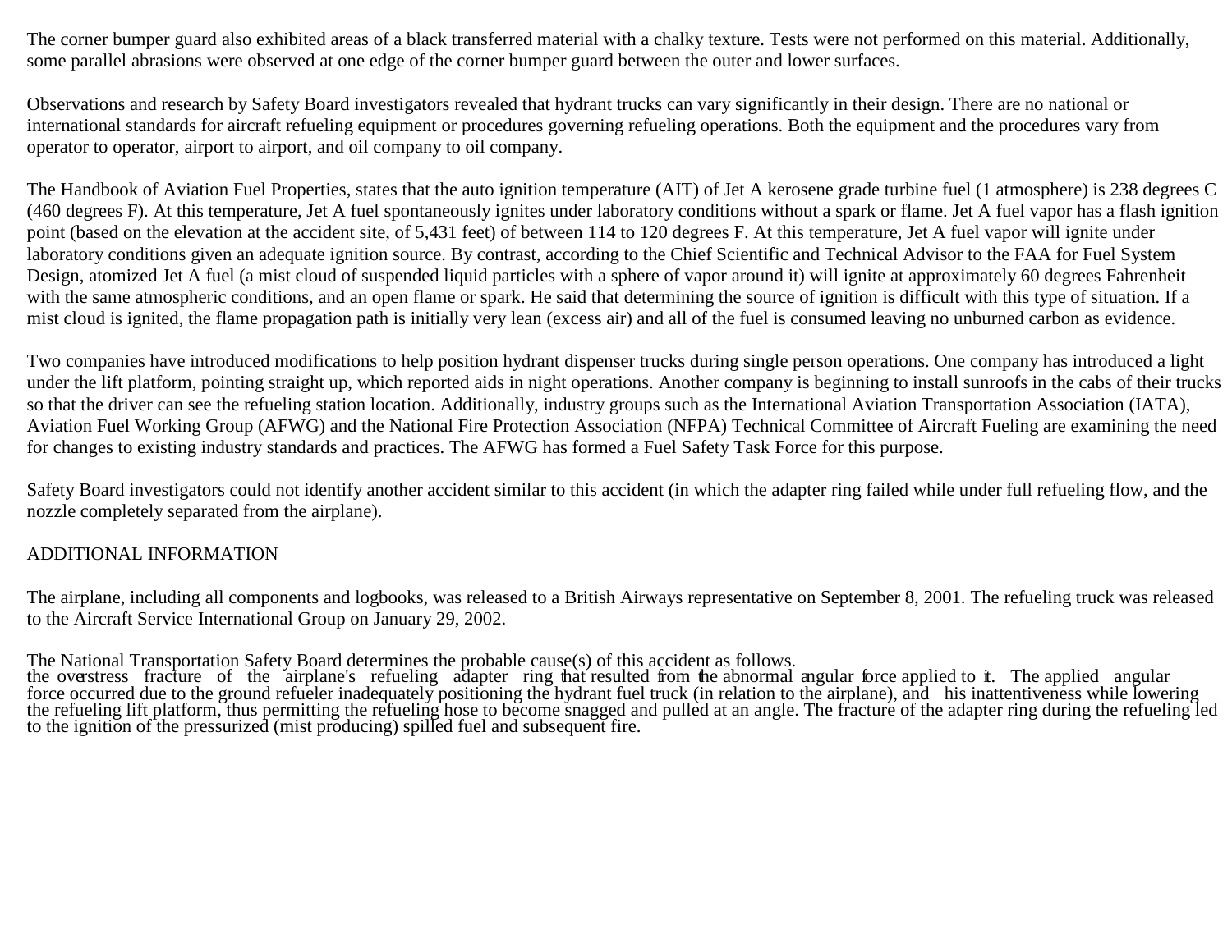The corner bumper guard also exhibited areas of a black transferred material with a chalky texture. Tests were not performed on this material. Additionally, some parallel abrasions were observed at one edge of the corner bumper guard between the outer and lower surfaces.

Observations and research by Safety Board investigators revealed that hydrant trucks can vary significantly in their design. There are no national or international standards for aircraft refueling equipment or procedures governing refueling operations. Both the equipment and the procedures vary from operator to operator, airport to airport, and oil company to oil company.

The Handbook of Aviation Fuel Properties, states that the auto ignition temperature (AIT) of Jet A kerosene grade turbine fuel (1 atmosphere) is 238 degrees C (460 degrees F). At this temperature, Jet A fuel spontaneously ignites under laboratory conditions without a spark or flame. Jet A fuel vapor has a flash ignition point (based on the elevation at the accident site, of 5,431 feet) of between 114 to 120 degrees F. At this temperature, Jet A fuel vapor will ignite under laboratory conditions given an adequate ignition source. By contrast, according to the Chief Scientific and Technical Advisor to the FAA for Fuel System Design, atomized Jet A fuel (a mist cloud of suspended liquid particles with a sphere of vapor around it) will ignite at approximately 60 degrees Fahrenheit with the same atmospheric conditions, and an open flame or spark. He said that determining the source of ignition is difficult with this type of situation. If a mist cloud is ignited, the flame propagation path is initially very lean (excess air) and all of the fuel is consumed leaving no unburned carbon as evidence.

Two companies have introduced modifications to help position hydrant dispenser trucks during single person operations. One company has introduced a light under the lift platform, pointing straight up, which reported aids in night operations. Another company is beginning to install sunroofs in the cabs of their trucks so that the driver can see the refueling station location. Additionally, industry groups such as the International Aviation Transportation Association (IATA), Aviation Fuel Working Group (AFWG) and the National Fire Protection Association (NFPA) Technical Committee of Aircraft Fueling are examining the need for changes to existing industry standards and practices. The AFWG has formed a Fuel Safety Task Force for this purpose.

Safety Board investigators could not identify another accident similar to this accident (in which the adapter ring failed while under full refueling flow, and the nozzle completely separated from the airplane).

ADDITIONAL INFORMATION

The airplane, including all components and logbooks, was released to a British Airways representative on September 8, 2001. The refueling truck was released to the Aircraft Service International Group on January 29, 2002.

The National Transportation Safety Board determines the probable cause(s) of this accident as follows.
the overstress fracture of the airplane's refueling adapter ring that resulted from the abnormal angular force applied to it. The applied angular force occurred due to the ground refueler inadequately positioning the hydrant fuel truck (in relation to the airplane), and his inattentiveness while lowering the refueling lift platform, thus permitting the refueling hose to become snagged and pulled at an angle. The fracture of the adapter ring during the refueling led to the ignition of the pressurized (mist producing) spilled fuel and subsequent fire.